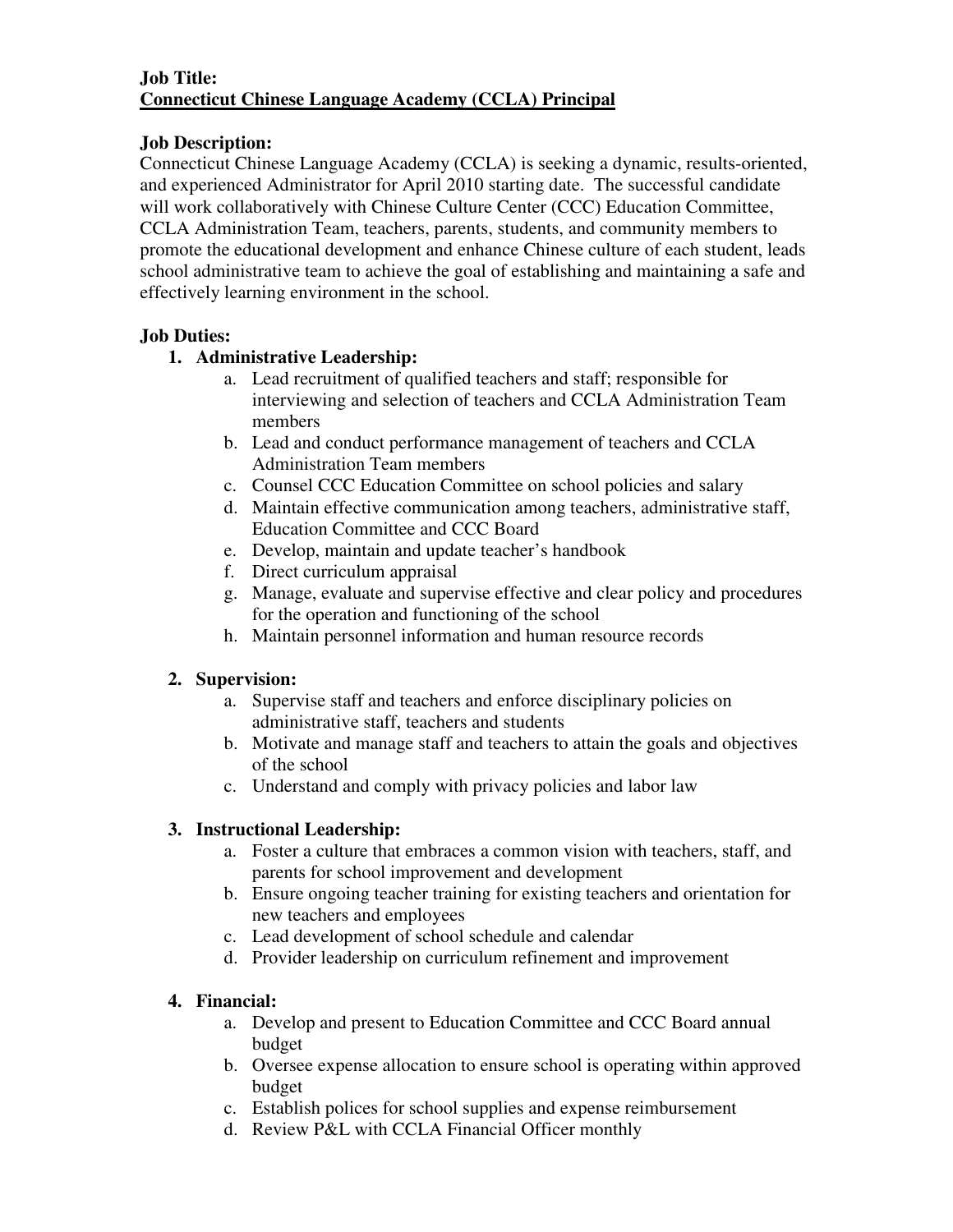**Job Title:**
**<u>Connecticut Chinese Language Academy (CCLA) Principal</u>**

**Job Description:**
Connecticut Chinese Language Academy (CCLA) is seeking a dynamic, results-oriented, and experienced Administrator for April 2010 starting date. The successful candidate will work collaboratively with Chinese Culture Center (CCC) Education Committee, CCLA Administration Team, teachers, parents, students, and community members to promote the educational development and enhance Chinese culture of each student, leads school administrative team to achieve the goal of establishing and maintaining a safe and effectively learning environment in the school.

**Job Duties:**

1. **Administrative Leadership:**
   a. Lead recruitment of qualified teachers and staff; responsible for interviewing and selection of teachers and CCLA Administration Team members
   b. Lead and conduct performance management of teachers and CCLA Administration Team members
   c. Counsel CCC Education Committee on school policies and salary
   d. Maintain effective communication among teachers, administrative staff, Education Committee and CCC Board
   e. Develop, maintain and update teacher's handbook
   f. Direct curriculum appraisal
   g. Manage, evaluate and supervise effective and clear policy and procedures for the operation and functioning of the school
   h. Maintain personnel information and human resource records

2. **Supervision:**
   a. Supervise staff and teachers and enforce disciplinary policies on administrative staff, teachers and students
   b. Motivate and manage staff and teachers to attain the goals and objectives of the school
   c. Understand and comply with privacy policies and labor law

3. **Instructional Leadership:**
   a. Foster a culture that embraces a common vision with teachers, staff, and parents for school improvement and development
   b. Ensure ongoing teacher training for existing teachers and orientation for new teachers and employees
   c. Lead development of school schedule and calendar
   d. Provider leadership on curriculum refinement and improvement

4. **Financial:**
   a. Develop and present to Education Committee and CCC Board annual budget
   b. Oversee expense allocation to ensure school is operating within approved budget
   c. Establish polices for school supplies and expense reimbursement
   d. Review P&L with CCLA Financial Officer monthly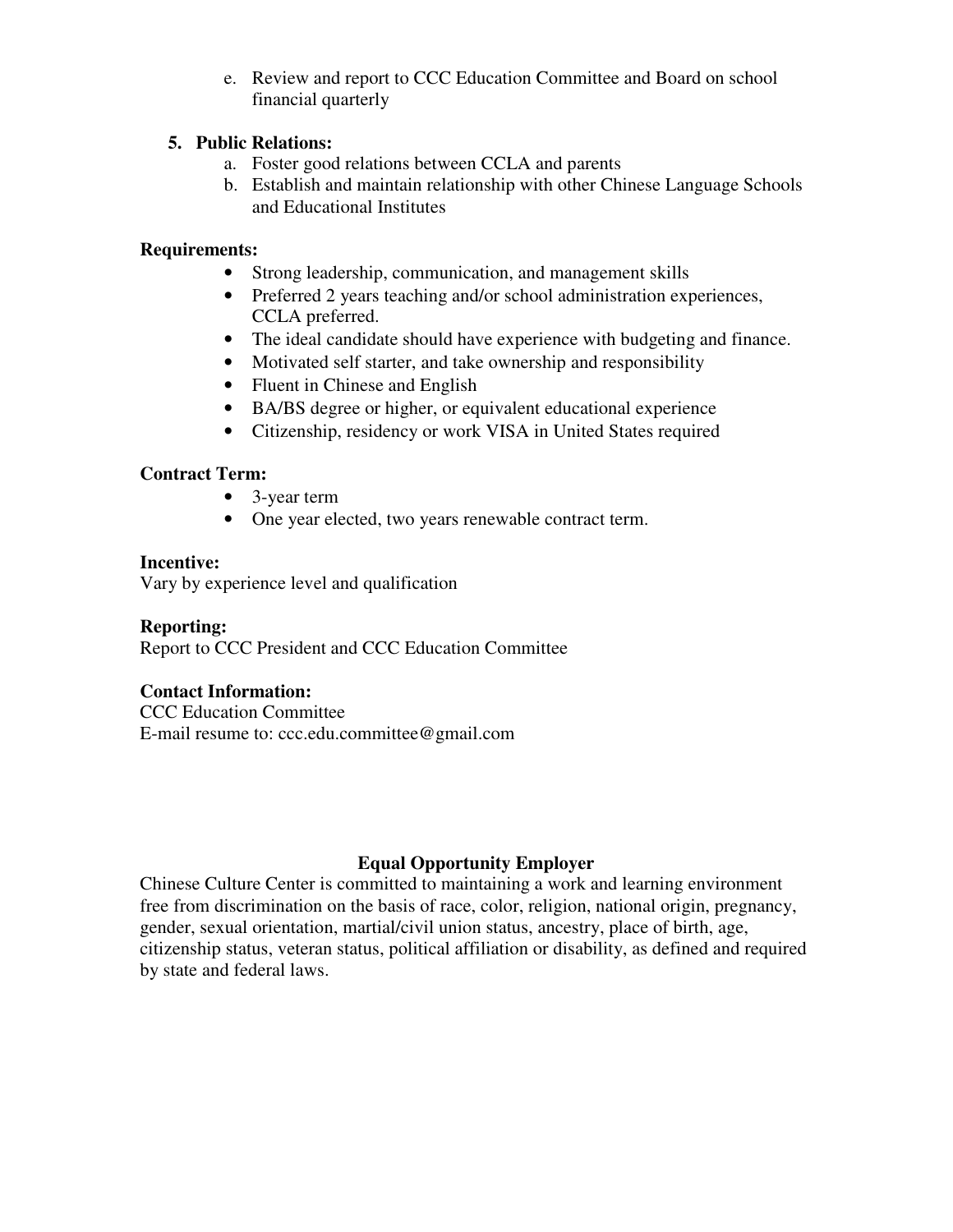e. Review and report to CCC Education Committee and Board on school financial quarterly

5. **Public Relations:**
    a. Foster good relations between CCLA and parents
    b. Establish and maintain relationship with other Chinese Language Schools and Educational Institutes

**Requirements:**

- Strong leadership, communication, and management skills
- Preferred 2 years teaching and/or school administration experiences, CCLA preferred.
- The ideal candidate should have experience with budgeting and finance.
- Motivated self starter, and take ownership and responsibility
- Fluent in Chinese and English
- BA/BS degree or higher, or equivalent educational experience
- Citizenship, residency or work VISA in United States required

**Contract Term:**

- 3-year term
- One year elected, two years renewable contract term.

**Incentive:**
Vary by experience level and qualification

**Reporting:**
Report to CCC President and CCC Education Committee

**Contact Information:**
CCC Education Committee
E-mail resume to: ccc.edu.committee@gmail.com

**Equal Opportunity Employer**

Chinese Culture Center is committed to maintaining a work and learning environment free from discrimination on the basis of race, color, religion, national origin, pregnancy, gender, sexual orientation, martial/civil union status, ancestry, place of birth, age, citizenship status, veteran status, political affiliation or disability, as defined and required by state and federal laws.